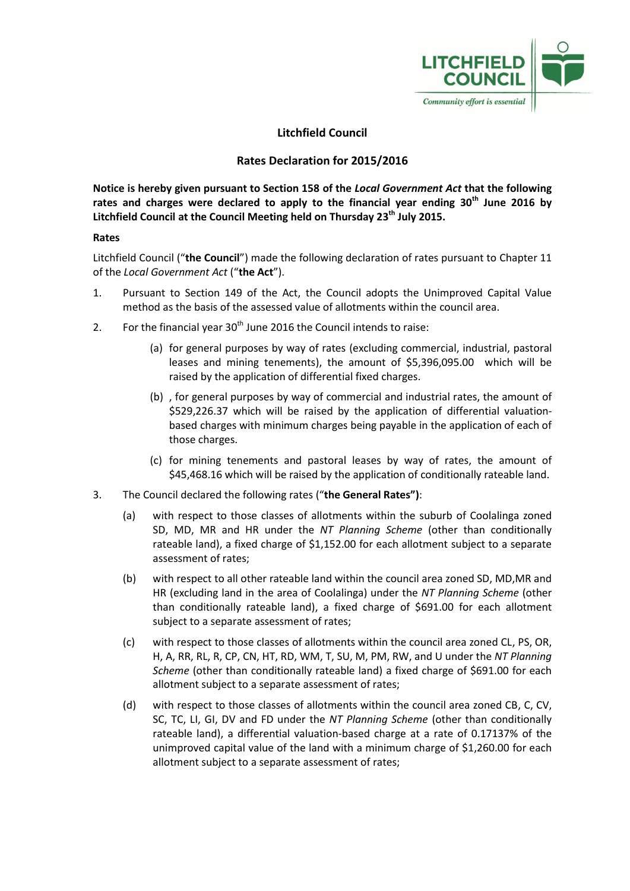LITCHFIELD COUNCIL

*Community effort is essential*

# Litchfield Council

## Rates Declaration for 2015/2016

**Notice is hereby given pursuant to Section 158 of the *Local Government Act* that the following rates and charges were declared to apply to the financial year ending 30th June 2016 by Litchfield Council at the Council Meeting held on Thursday 23th July 2015.**

**Rates**

Litchfield Council ("**the Council**") made the following declaration of rates pursuant to Chapter 11 of the *Local Government Act* ("**the Act**").

1. Pursuant to Section 149 of the Act, the Council adopts the Unimproved Capital Value method as the basis of the assessed value of allotments within the council area.

2. For the financial year 30th June 2016 the Council intends to raise:

   (a) for general purposes by way of rates (excluding commercial, industrial, pastoral leases and mining tenements), the amount of $5,396,095.00 which will be raised by the application of differential fixed charges.

   (b) , for general purposes by way of commercial and industrial rates, the amount of $529,226.37 which will be raised by the application of differential valuation-based charges with minimum charges being payable in the application of each of those charges.

   (c) for mining tenements and pastoral leases by way of rates, the amount of $45,468.16 which will be raised by the application of conditionally rateable land.

3. The Council declared the following rates ("**the General Rates")**:

   (a) with respect to those classes of allotments within the suburb of Coolalinga zoned SD, MD, MR and HR under the *NT Planning Scheme* (other than conditionally rateable land), a fixed charge of $1,152.00 for each allotment subject to a separate assessment of rates;

   (b) with respect to all other rateable land within the council area zoned SD, MD,MR and HR (excluding land in the area of Coolalinga) under the *NT Planning Scheme* (other than conditionally rateable land), a fixed charge of $691.00 for each allotment subject to a separate assessment of rates;

   (c) with respect to those classes of allotments within the council area zoned CL, PS, OR, H, A, RR, RL, R, CP, CN, HT, RD, WM, T, SU, M, PM, RW, and U under the *NT Planning Scheme* (other than conditionally rateable land) a fixed charge of $691.00 for each allotment subject to a separate assessment of rates;

   (d) with respect to those classes of allotments within the council area zoned CB, C, CV, SC, TC, LI, GI, DV and FD under the *NT Planning Scheme* (other than conditionally rateable land), a differential valuation-based charge at a rate of 0.17137% of the unimproved capital value of the land with a minimum charge of $1,260.00 for each allotment subject to a separate assessment of rates;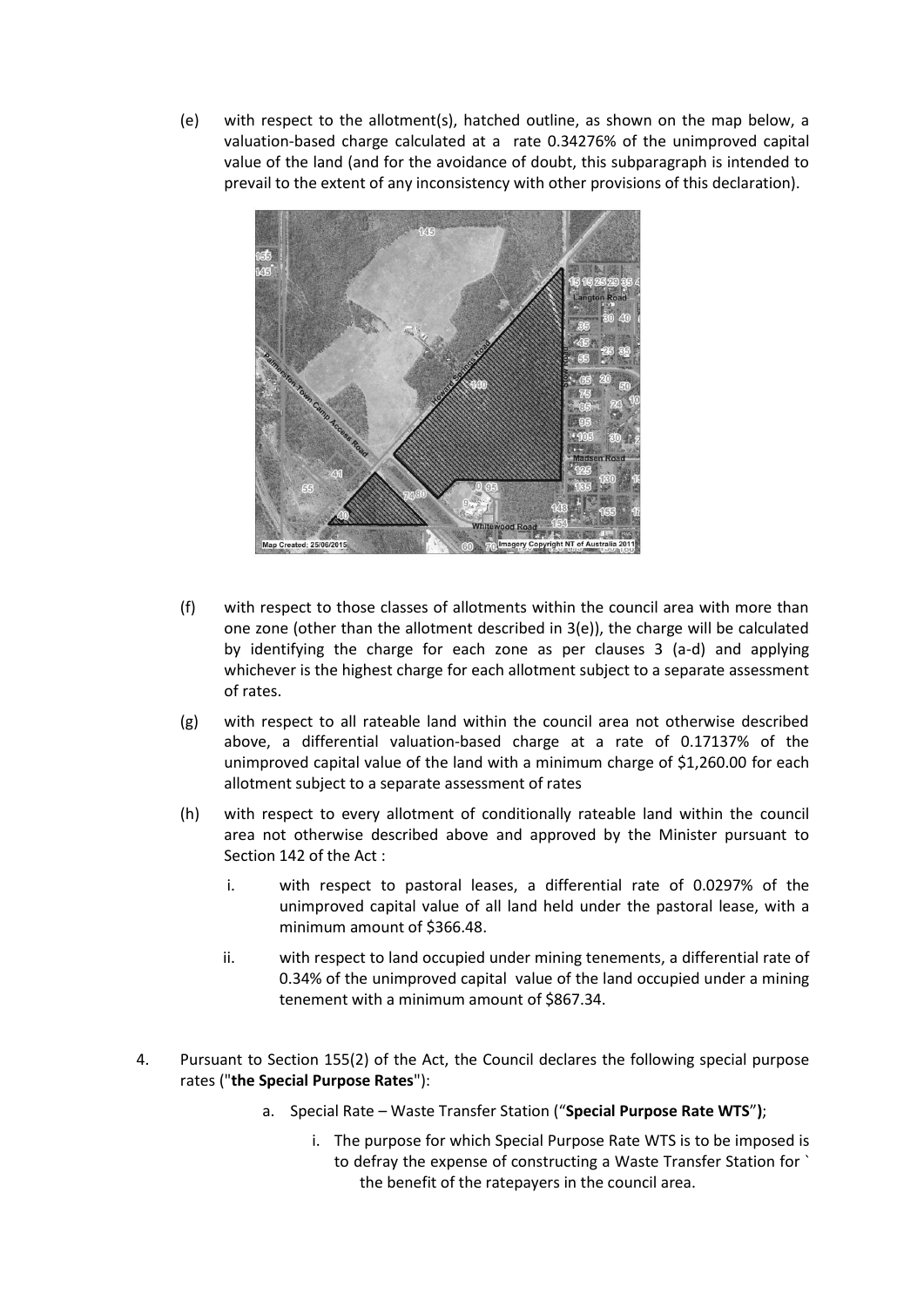(e) with respect to the allotment(s), hatched outline, as shown on the map below, a valuation-based charge calculated at a rate 0.34276% of the unimproved capital value of the land (and for the avoidance of doubt, this subparagraph is intended to prevail to the extent of any inconsistency with other provisions of this declaration).

(f) with respect to those classes of allotments within the council area with more than one zone (other than the allotment described in 3(e)), the charge will be calculated by identifying the charge for each zone as per clauses 3 (a-d) and applying whichever is the highest charge for each allotment subject to a separate assessment of rates.

(g) with respect to all rateable land within the council area not otherwise described above, a differential valuation-based charge at a rate of 0.17137% of the unimproved capital value of the land with a minimum charge of $1,260.00 for each allotment subject to a separate assessment of rates

(h) with respect to every allotment of conditionally rateable land within the council area not otherwise described above and approved by the Minister pursuant to Section 142 of the Act :

   i. with respect to pastoral leases, a differential rate of 0.0297% of the unimproved capital value of all land held under the pastoral lease, with a minimum amount of $366.48.

   ii. with respect to land occupied under mining tenements, a differential rate of 0.34% of the unimproved capital value of the land occupied under a mining tenement with a minimum amount of $867.34.

4. Pursuant to Section 155(2) of the Act, the Council declares the following special purpose rates ("**the Special Purpose Rates**"):

   a. Special Rate – Waste Transfer Station ("**Special Purpose Rate WTS**");

      i. The purpose for which Special Purpose Rate WTS is to be imposed is to defray the expense of constructing a Waste Transfer Station for ` the benefit of the ratepayers in the council area.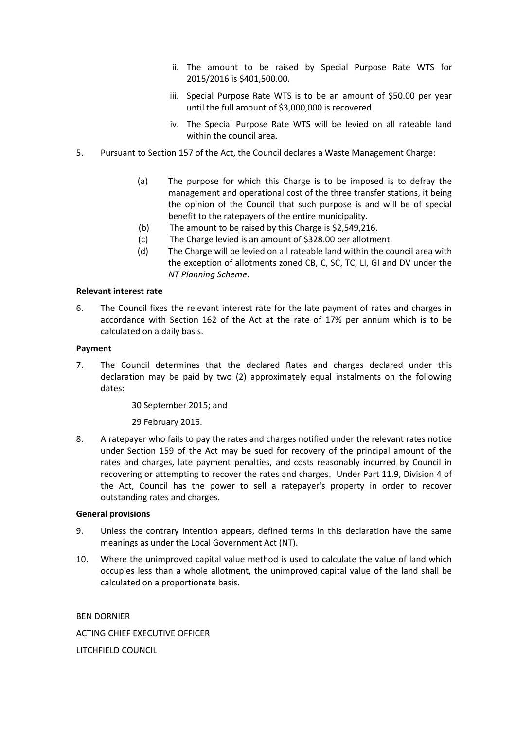ii. The amount to be raised by Special Purpose Rate WTS for 2015/2016 is $401,500.00.

iii. Special Purpose Rate WTS is to be an amount of $50.00 per year until the full amount of $3,000,000 is recovered.

iv. The Special Purpose Rate WTS will be levied on all rateable land within the council area.

5. Pursuant to Section 157 of the Act, the Council declares a Waste Management Charge:

   (a) The purpose for which this Charge is to be imposed is to defray the management and operational cost of the three transfer stations, it being the opinion of the Council that such purpose is and will be of special benefit to the ratepayers of the entire municipality.

   (b) The amount to be raised by this Charge is $2,549,216.

   (c) The Charge levied is an amount of $328.00 per allotment.

   (d) The Charge will be levied on all rateable land within the council area with the exception of allotments zoned CB, C, SC, TC, LI, GI and DV under the *NT Planning Scheme*.

**Relevant interest rate**

6. The Council fixes the relevant interest rate for the late payment of rates and charges in accordance with Section 162 of the Act at the rate of 17% per annum which is to be calculated on a daily basis.

**Payment**

7. The Council determines that the declared Rates and charges declared under this declaration may be paid by two (2) approximately equal instalments on the following dates:

   30 September 2015; and

   29 February 2016.

8. A ratepayer who fails to pay the rates and charges notified under the relevant rates notice under Section 159 of the Act may be sued for recovery of the principal amount of the rates and charges, late payment penalties, and costs reasonably incurred by Council in recovering or attempting to recover the rates and charges. Under Part 11.9, Division 4 of the Act, Council has the power to sell a ratepayer's property in order to recover outstanding rates and charges.

**General provisions**

9. Unless the contrary intention appears, defined terms in this declaration have the same meanings as under the Local Government Act (NT).

10. Where the unimproved capital value method is used to calculate the value of land which occupies less than a whole allotment, the unimproved capital value of the land shall be calculated on a proportionate basis.

BEN DORNIER

ACTING CHIEF EXECUTIVE OFFICER

LITCHFIELD COUNCIL